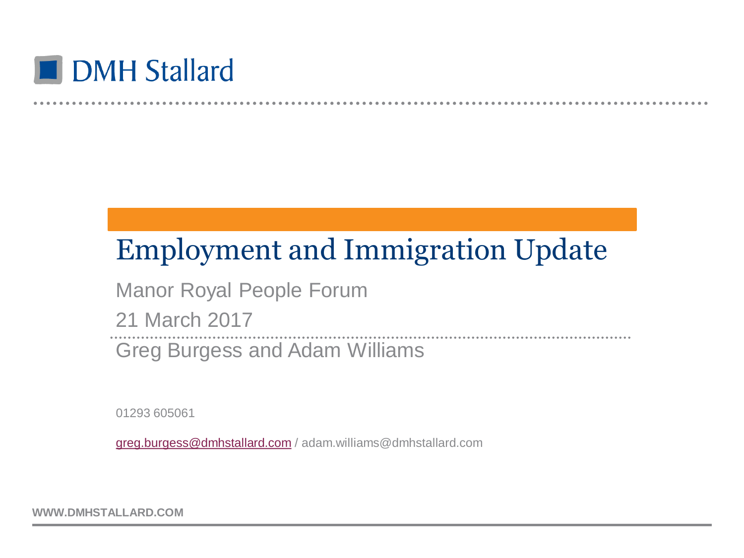DMH Stallard

# Employment and Immigration Update

Manor Royal People Forum

21 March 2017

Greg Burgess and Adam Williams

01293 605061

greg.burgess@dmhstallard.com / adam.williams@dmhstallard.com

WWW.DMHSTALLARD.COM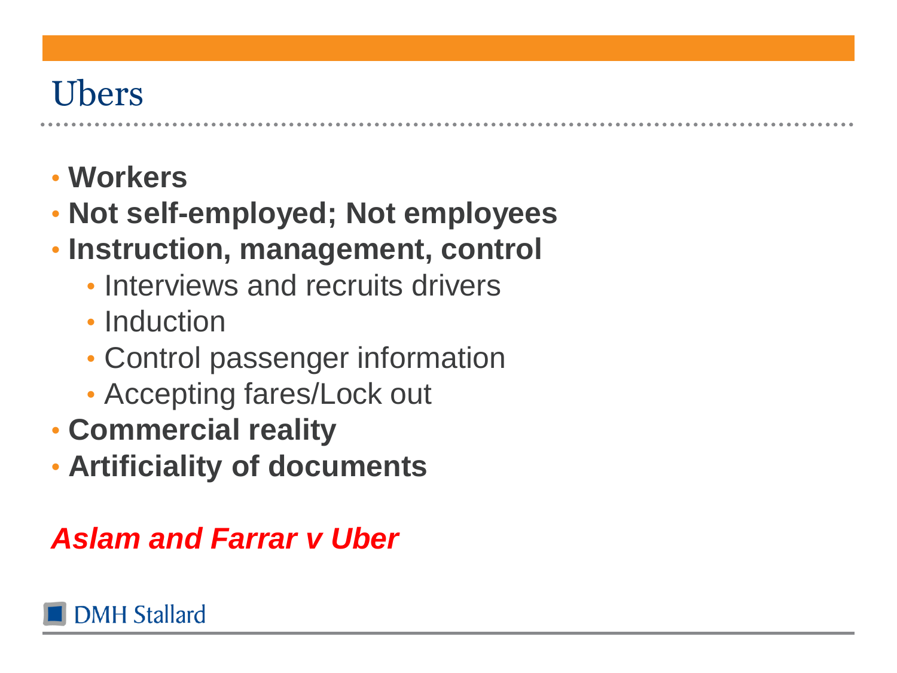# Ubers

- **Workers**
- **Not self-employed; Not employees**
- **Instruction, management, control**
  - Interviews and recruits drivers
  - Induction
  - Control passenger information
  - Accepting fares/Lock out
- **Commercial reality**
- **Artificiality of documents**

***Aslam and Farrar v Uber***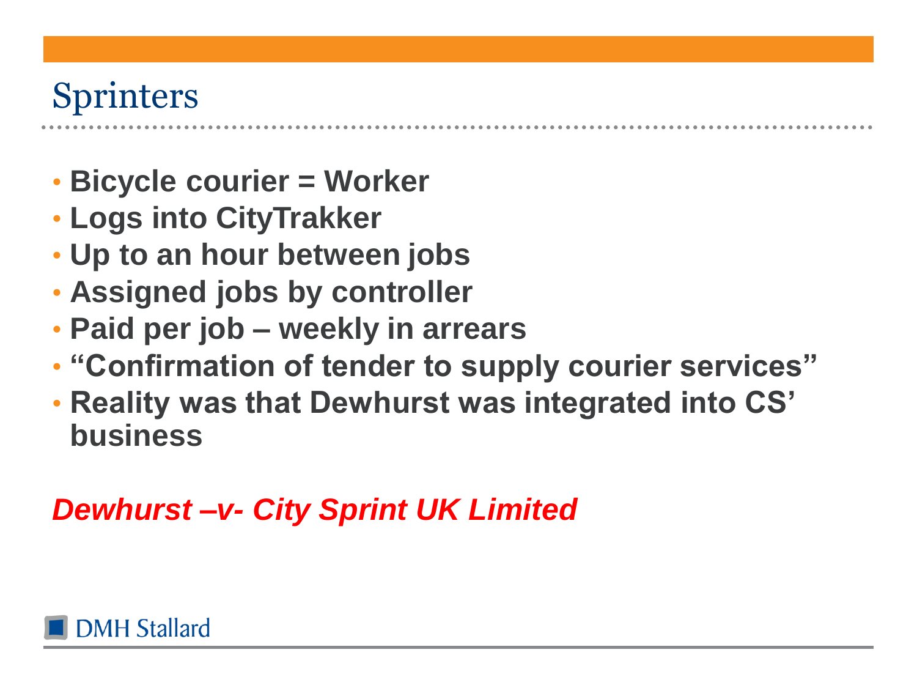# Sprinters

- **Bicycle courier = Worker**
- **Logs into CityTrakker**
- **Up to an hour between jobs**
- **Assigned jobs by controller**
- **Paid per job – weekly in arrears**
- **"Confirmation of tender to supply courier services"**
- **Reality was that Dewhurst was integrated into CS' business**

***Dewhurst –v- City Sprint UK Limited***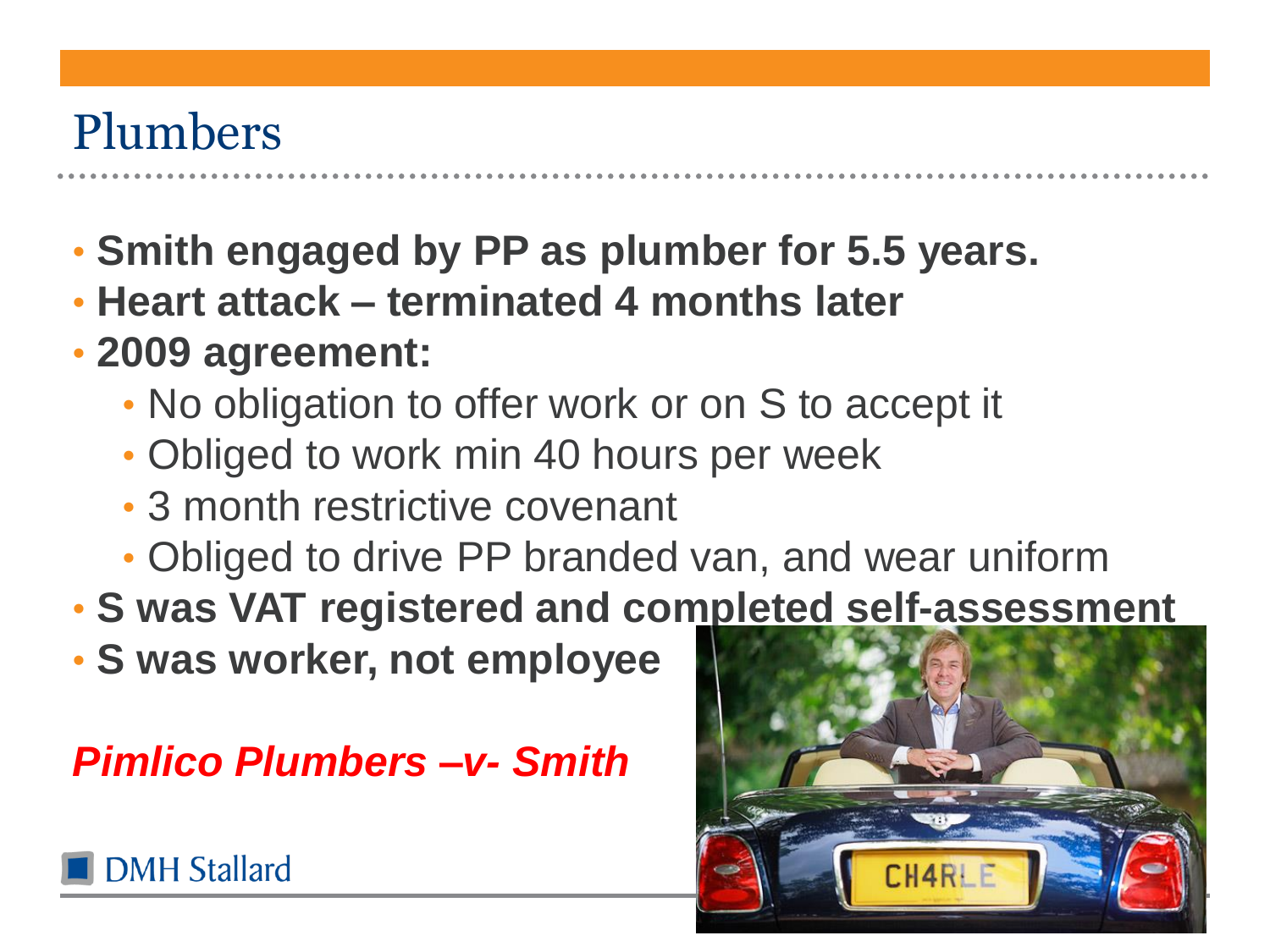# Plumbers

- **Smith engaged by PP as plumber for 5.5 years.**
- **Heart attack – terminated 4 months later**
- **2009 agreement:**
  - No obligation to offer work or on S to accept it
  - Obliged to work min 40 hours per week
  - 3 month restrictive covenant
  - Obliged to drive PP branded van, and wear uniform
- **S was VAT registered and completed self-assessment**
- **S was worker, not employee**

***Pimlico Plumbers –v- Smith***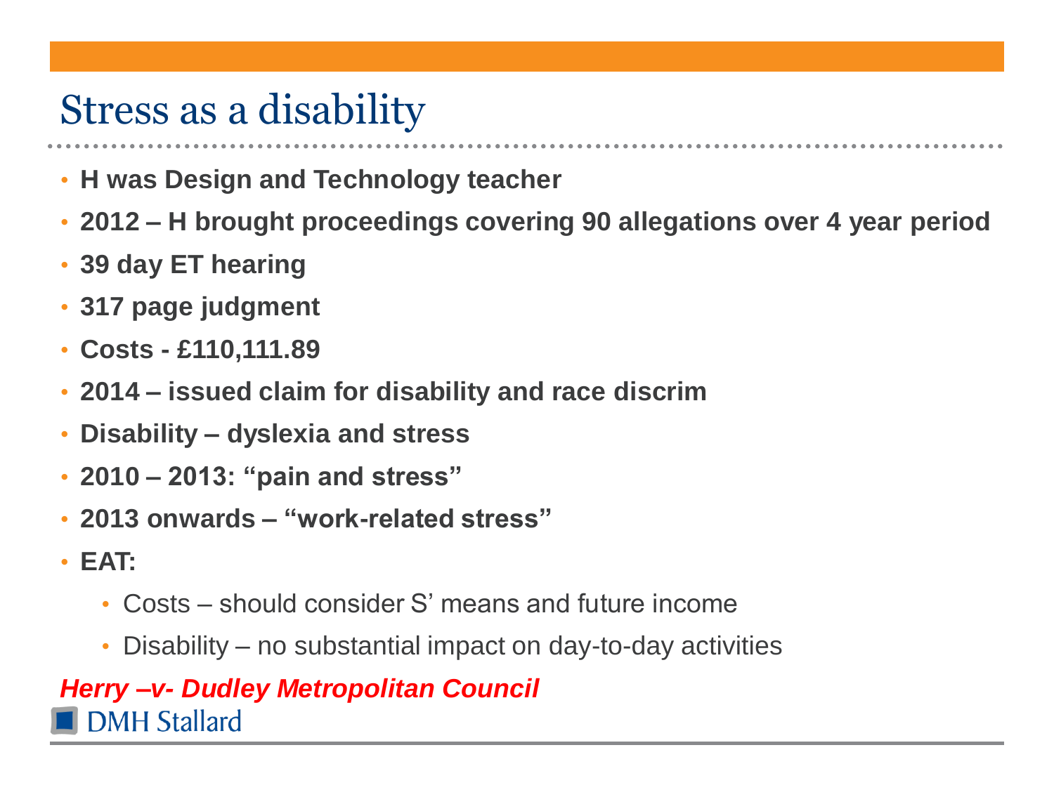# Stress as a disability

- **H was Design and Technology teacher**
- **2012 – H brought proceedings covering 90 allegations over 4 year period**
- **39 day ET hearing**
- **317 page judgment**
- **Costs - £110,111.89**
- **2014 – issued claim for disability and race discrim**
- **Disability – dyslexia and stress**
- **2010 – 2013: "pain and stress"**
- **2013 onwards – "work-related stress"**
- **EAT:**
  - Costs – should consider S' means and future income
  - Disability – no substantial impact on day-to-day activities

***Herry –v- Dudley Metropolitan Council***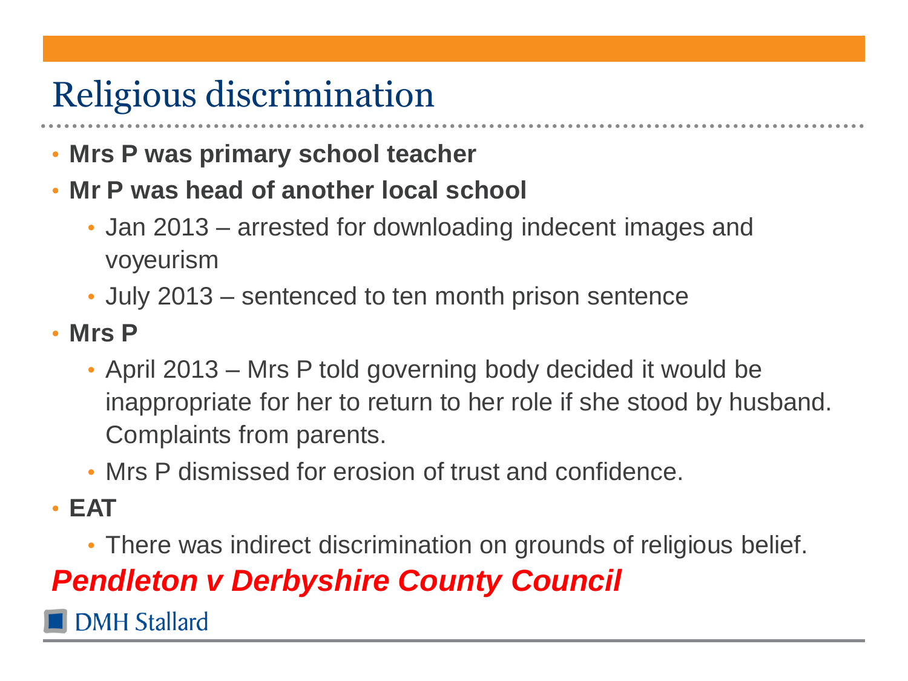# Religious discrimination

- **Mrs P was primary school teacher**
- **Mr P was head of another local school**
  - Jan 2013 – arrested for downloading indecent images and voyeurism
  - July 2013 – sentenced to ten month prison sentence
- **Mrs P**
  - April 2013 – Mrs P told governing body decided it would be inappropriate for her to return to her role if she stood by husband. Complaints from parents.
  - Mrs P dismissed for erosion of trust and confidence.
- **EAT**
  - There was indirect discrimination on grounds of religious belief.

***Pendleton v Derbyshire County Council***

DMH Stallard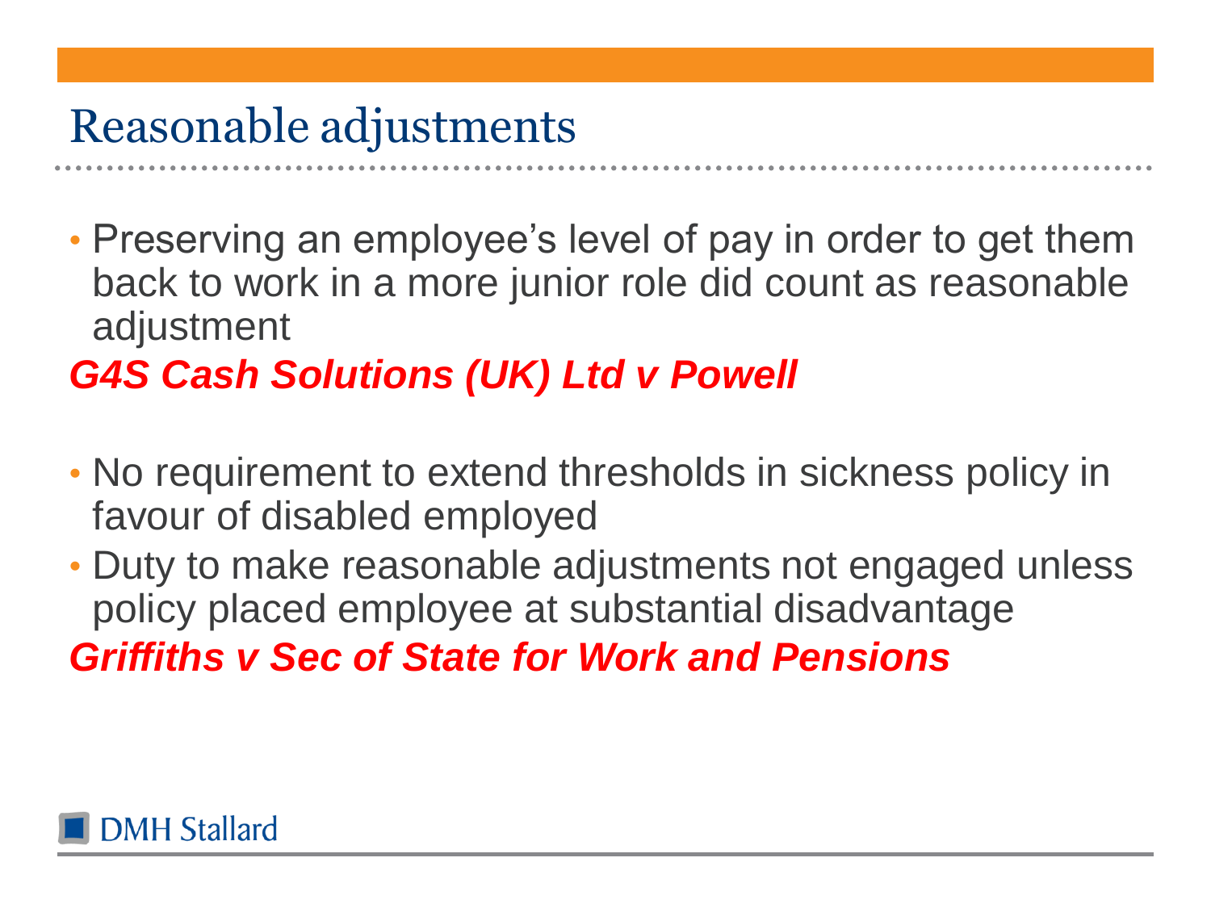# Reasonable adjustments

- Preserving an employee's level of pay in order to get them back to work in a more junior role did count as reasonable adjustment

***G4S Cash Solutions (UK) Ltd v Powell***

- No requirement to extend thresholds in sickness policy in favour of disabled employed
- Duty to make reasonable adjustments not engaged unless policy placed employee at substantial disadvantage

***Griffiths v Sec of State for Work and Pensions***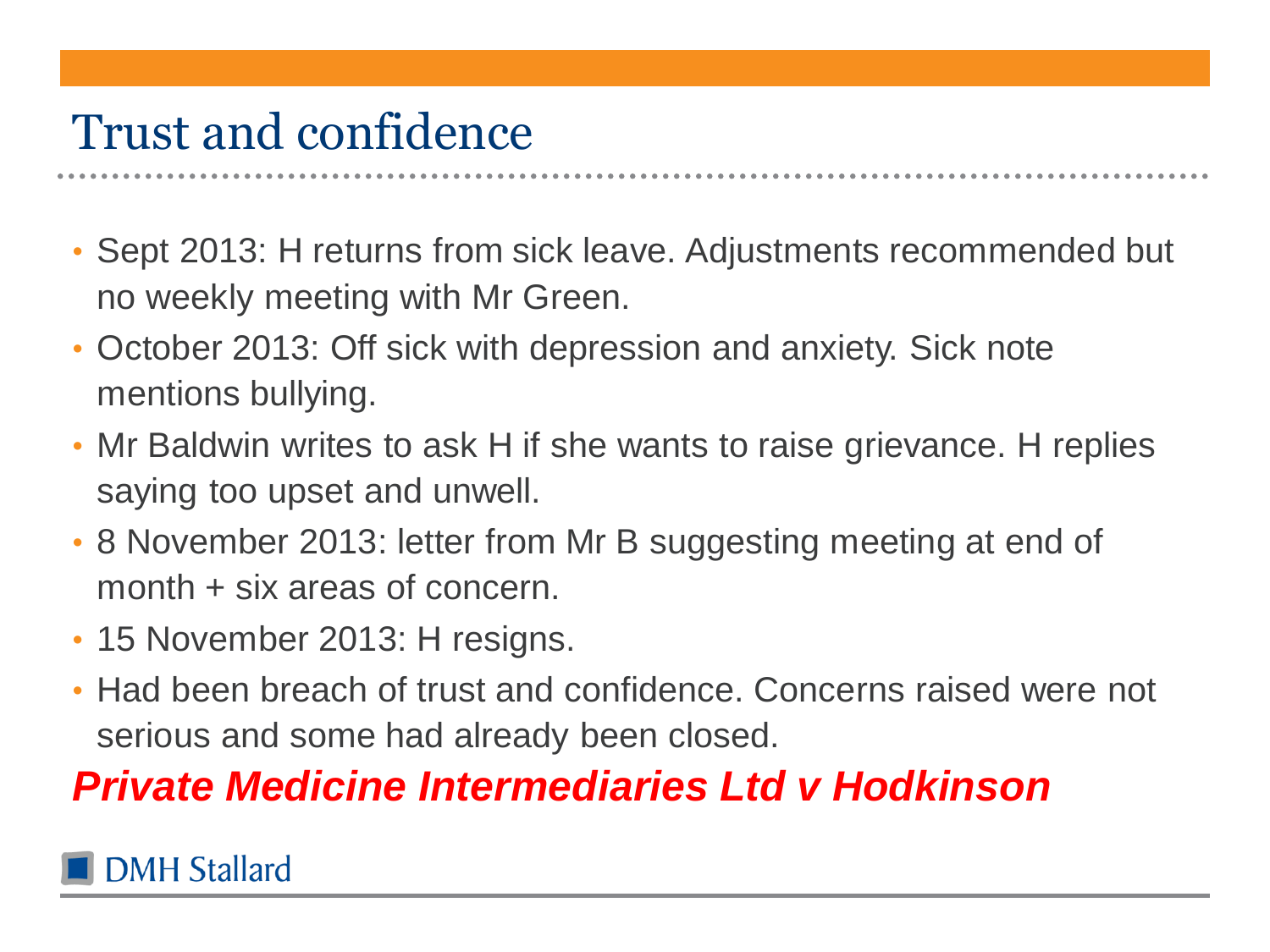# Trust and confidence

- Sept 2013: H returns from sick leave. Adjustments recommended but no weekly meeting with Mr Green.
- October 2013: Off sick with depression and anxiety. Sick note mentions bullying.
- Mr Baldwin writes to ask H if she wants to raise grievance. H replies saying too upset and unwell.
- 8 November 2013: letter from Mr B suggesting meeting at end of month + six areas of concern.
- 15 November 2013: H resigns.
- Had been breach of trust and confidence. Concerns raised were not serious and some had already been closed.

***Private Medicine Intermediaries Ltd v Hodkinson***

DMH Stallard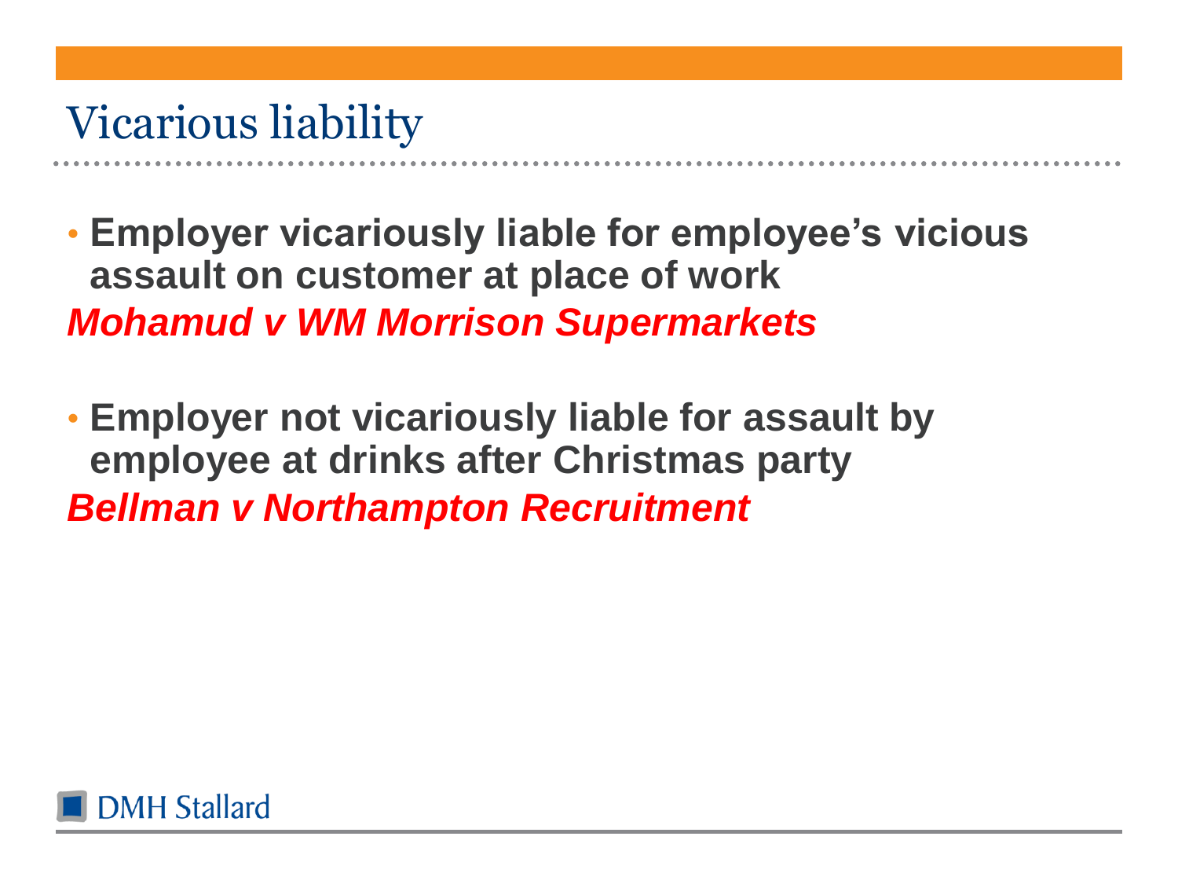# Vicarious liability

- **Employer vicariously liable for employee's vicious assault on customer at place of work**

***Mohamud v WM Morrison Supermarkets***

- **Employer not vicariously liable for assault by employee at drinks after Christmas party**

***Bellman v Northampton Recruitment***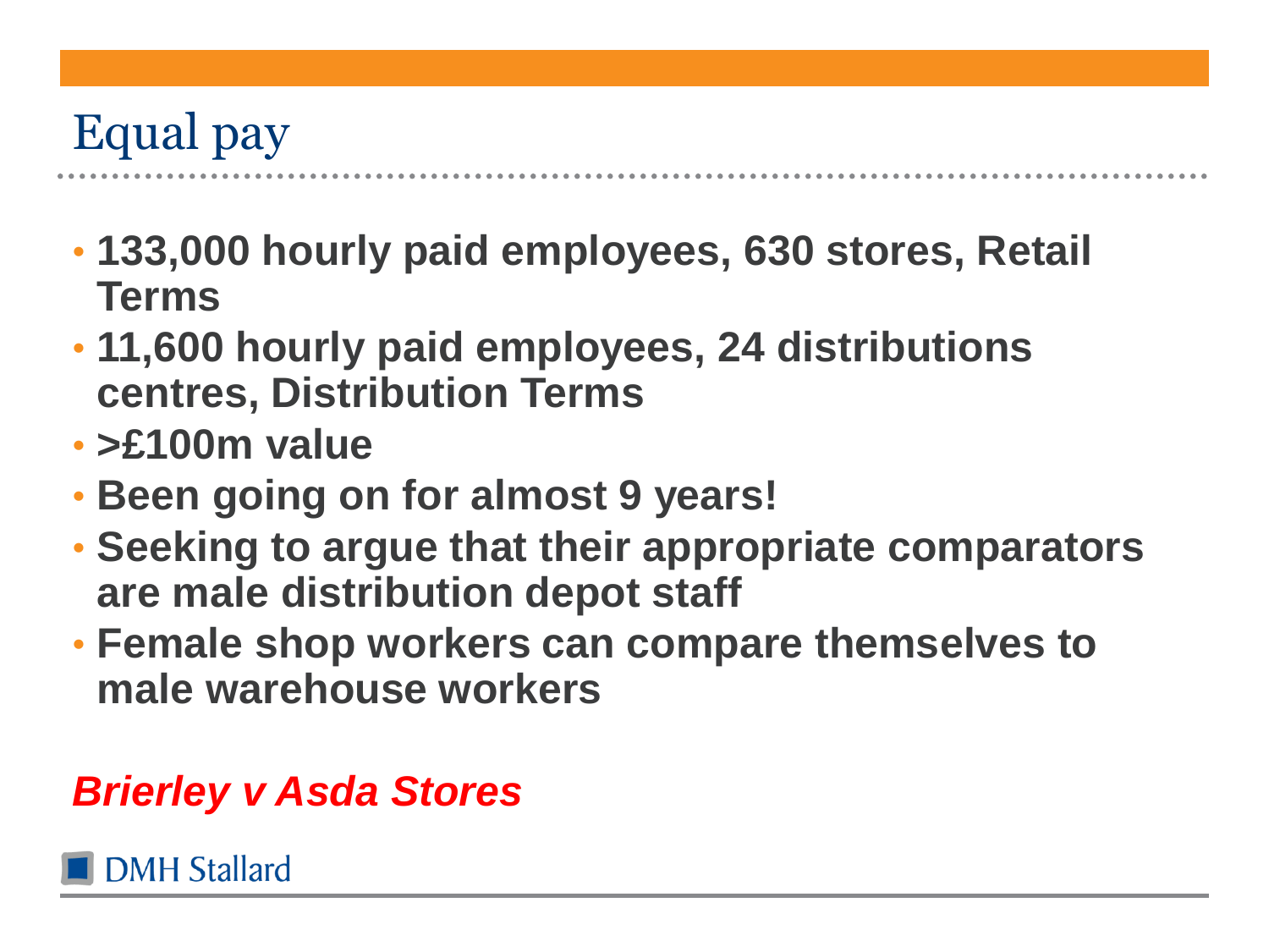# Equal pay

- **133,000 hourly paid employees, 630 stores, Retail Terms**
- **11,600 hourly paid employees, 24 distributions centres, Distribution Terms**
- **>£100m value**
- **Been going on for almost 9 years!**
- **Seeking to argue that their appropriate comparators are male distribution depot staff**
- **Female shop workers can compare themselves to male warehouse workers**

***Brierley v Asda Stores***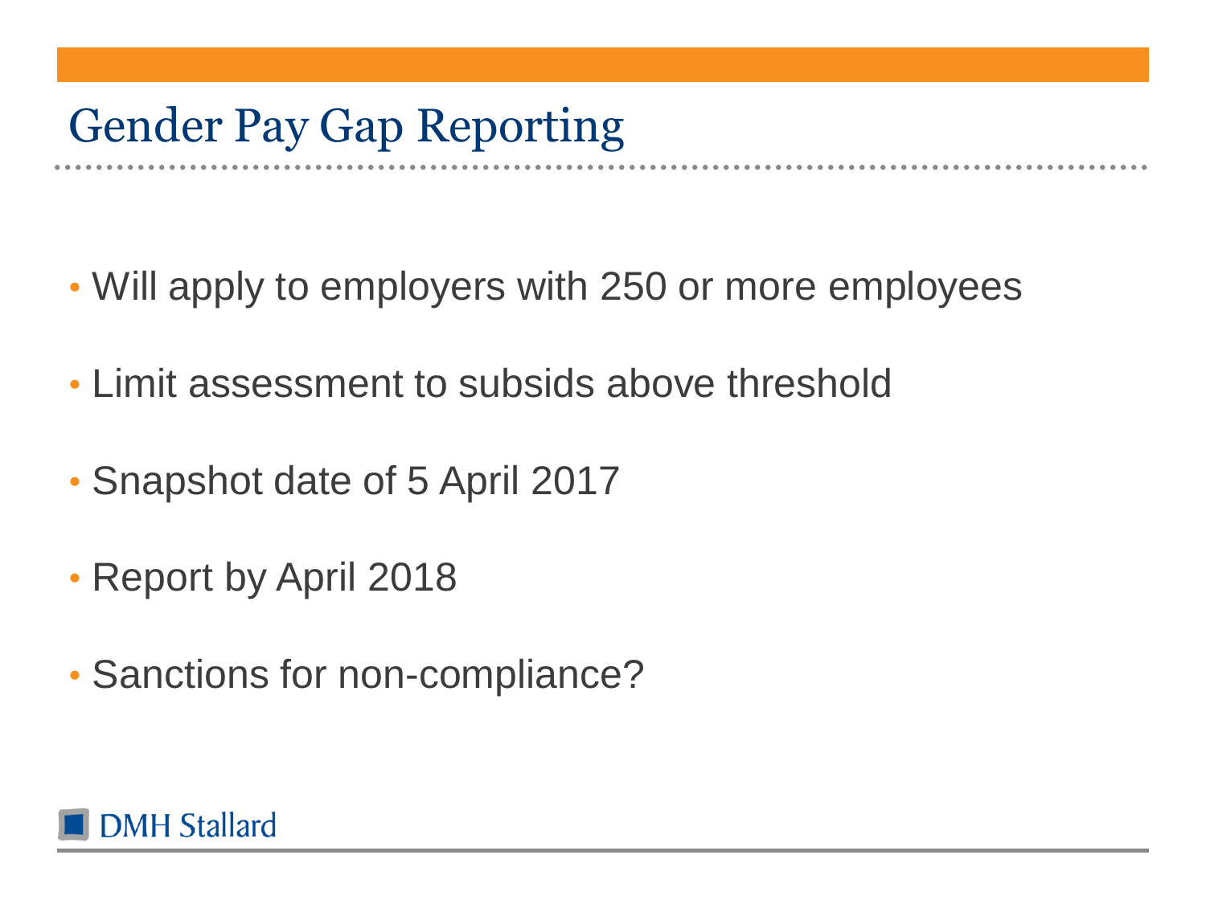# Gender Pay Gap Reporting

- Will apply to employers with 250 or more employees
- Limit assessment to subsids above threshold
- Snapshot date of 5 April 2017
- Report by April 2018
- Sanctions for non-compliance?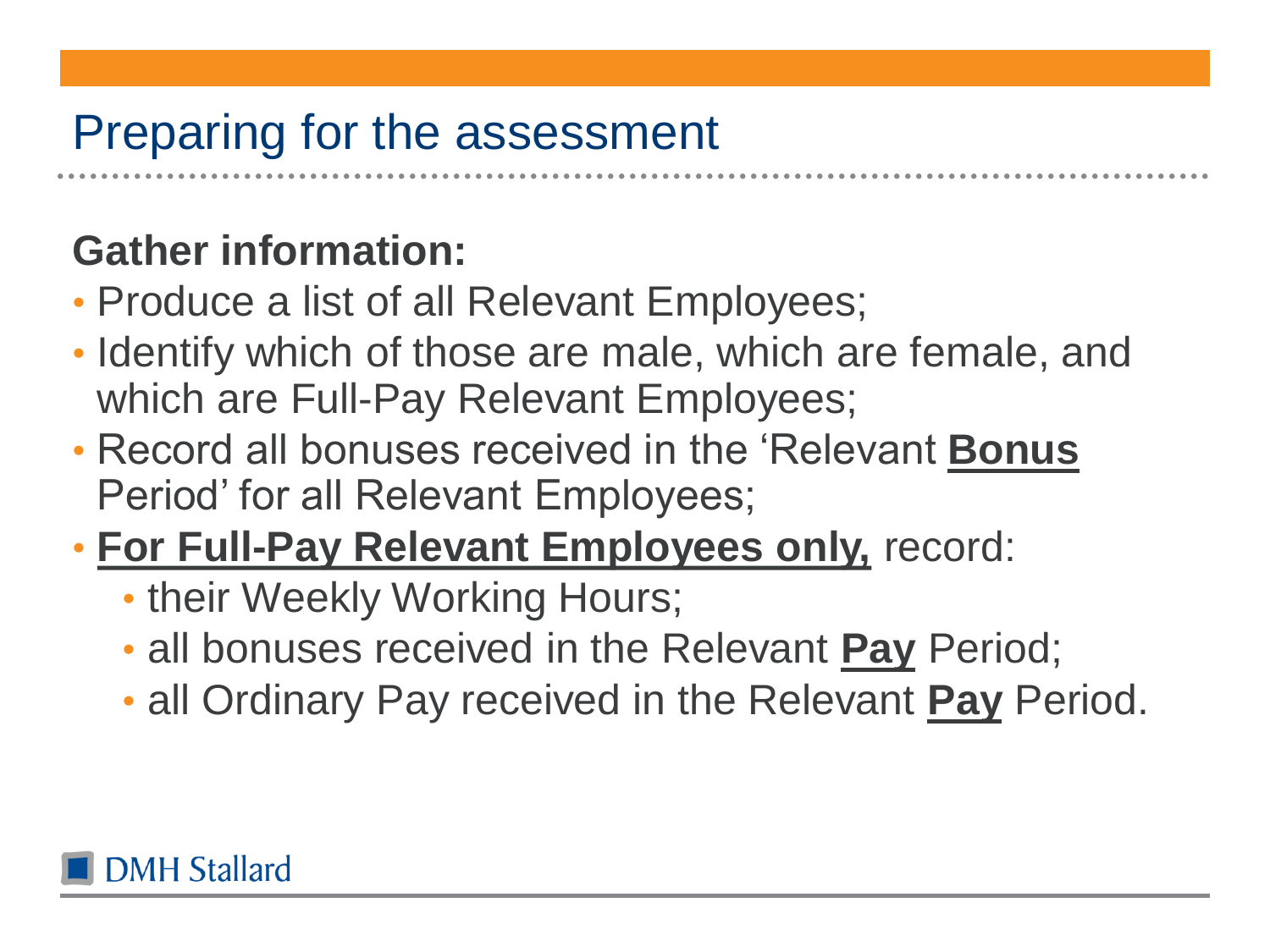# Preparing for the assessment

**Gather information:**

- Produce a list of all Relevant Employees;
- Identify which of those are male, which are female, and which are Full-Pay Relevant Employees;
- Record all bonuses received in the 'Relevant **Bonus** Period' for all Relevant Employees;
- **For Full-Pay Relevant Employees only,** record:
  - their Weekly Working Hours;
  - all bonuses received in the Relevant **Pay** Period;
  - all Ordinary Pay received in the Relevant **Pay** Period.

DMH Stallard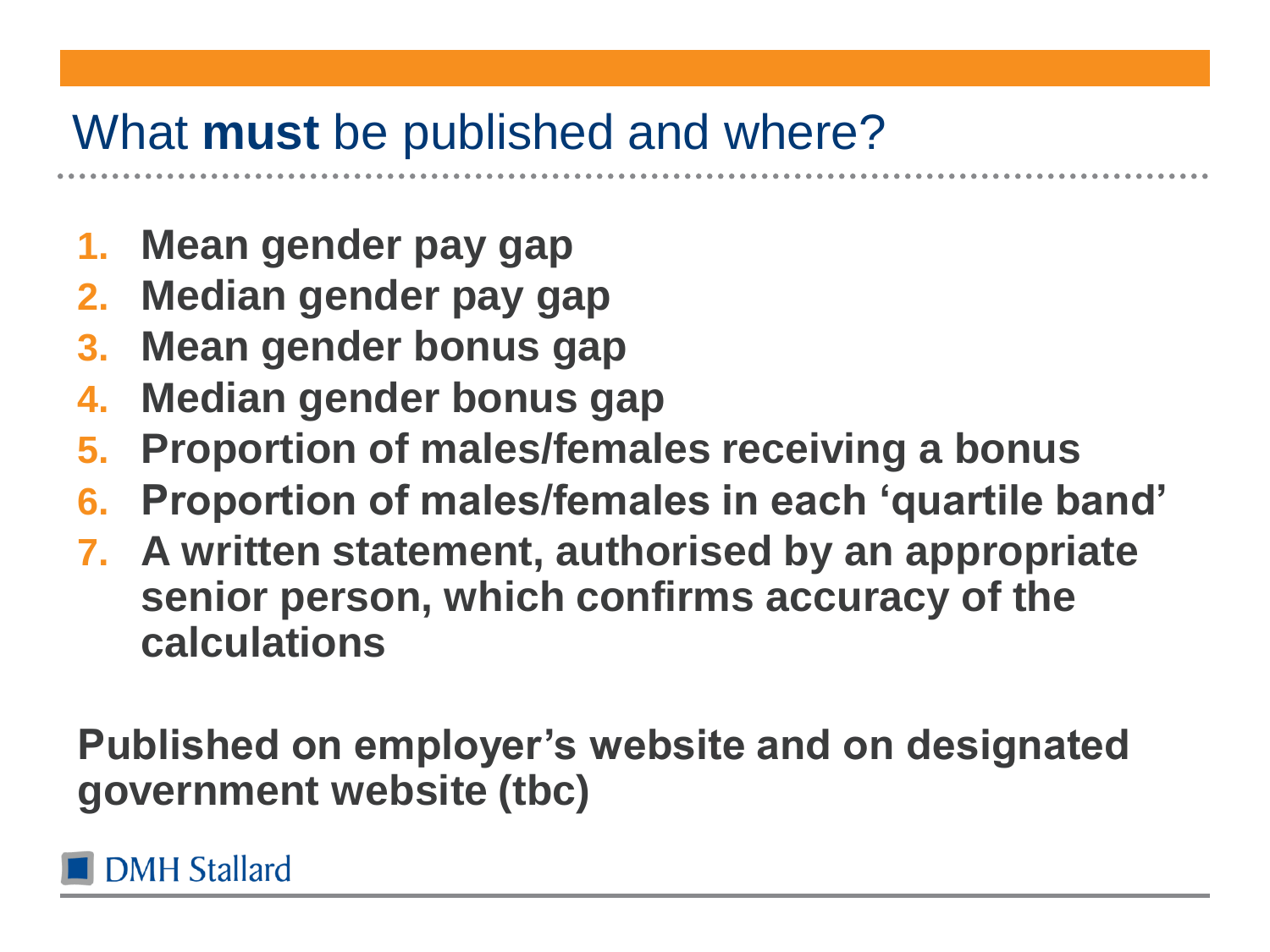# What **must** be published and where?

1. **Mean gender pay gap**
2. **Median gender pay gap**
3. **Mean gender bonus gap**
4. **Median gender bonus gap**
5. **Proportion of males/females receiving a bonus**
6. **Proportion of males/females in each 'quartile band'**
7. **A written statement, authorised by an appropriate senior person, which confirms accuracy of the calculations**

**Published on employer's website and on designated government website (tbc)**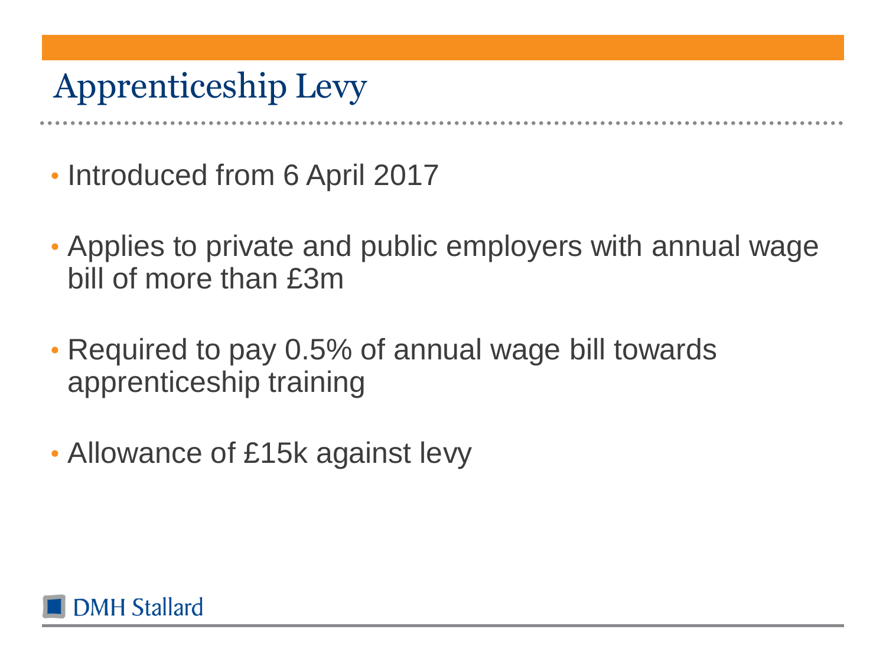# Apprenticeship Levy

- Introduced from 6 April 2017
- Applies to private and public employers with annual wage bill of more than £3m
- Required to pay 0.5% of annual wage bill towards apprenticeship training
- Allowance of £15k against levy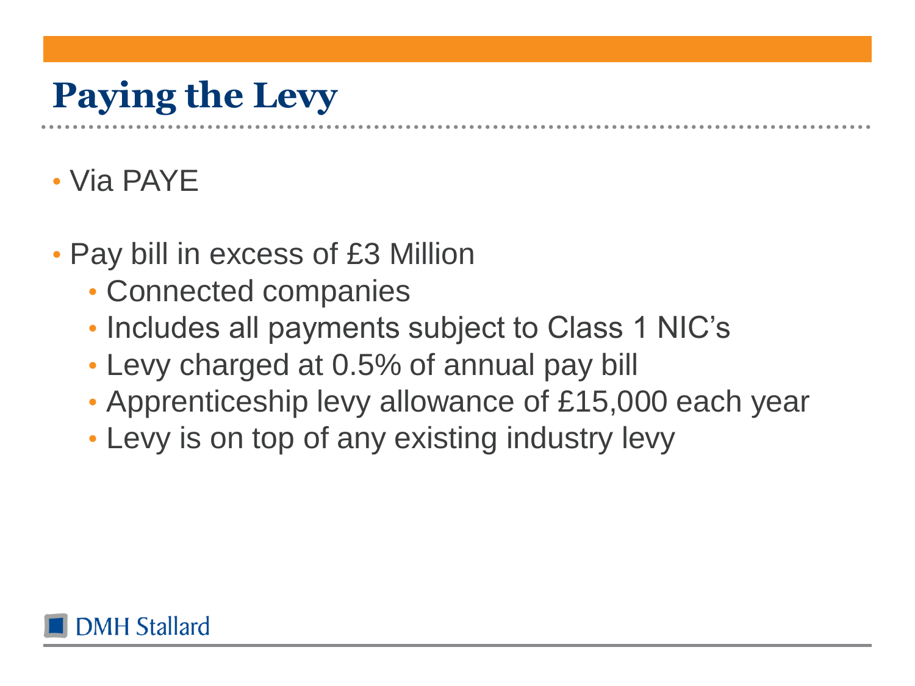# Paying the Levy

- Via PAYE
- Pay bill in excess of £3 Million
  - Connected companies
  - Includes all payments subject to Class 1 NIC's
  - Levy charged at 0.5% of annual pay bill
  - Apprenticeship levy allowance of £15,000 each year
  - Levy is on top of any existing industry levy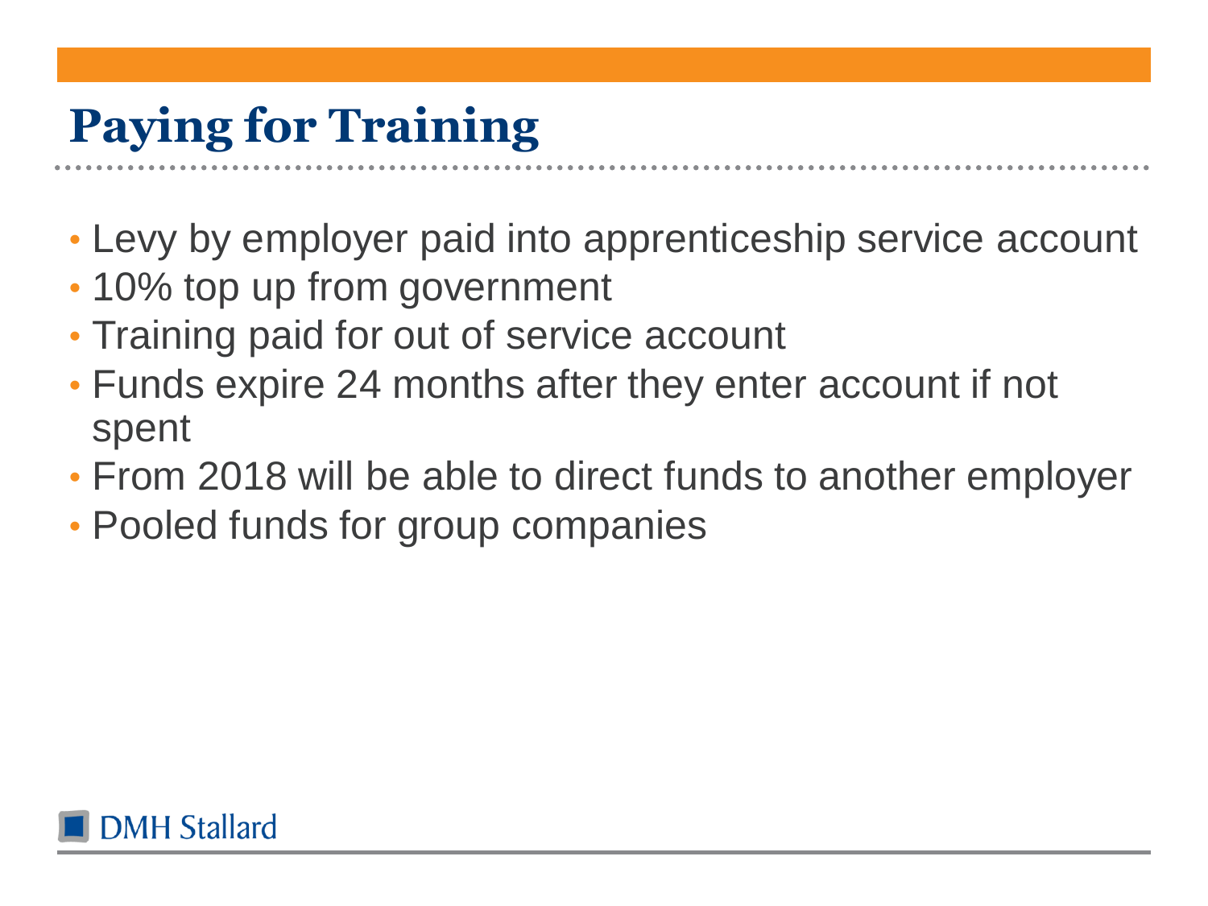# Paying for Training

- Levy by employer paid into apprenticeship service account
- 10% top up from government
- Training paid for out of service account
- Funds expire 24 months after they enter account if not spent
- From 2018 will be able to direct funds to another employer
- Pooled funds for group companies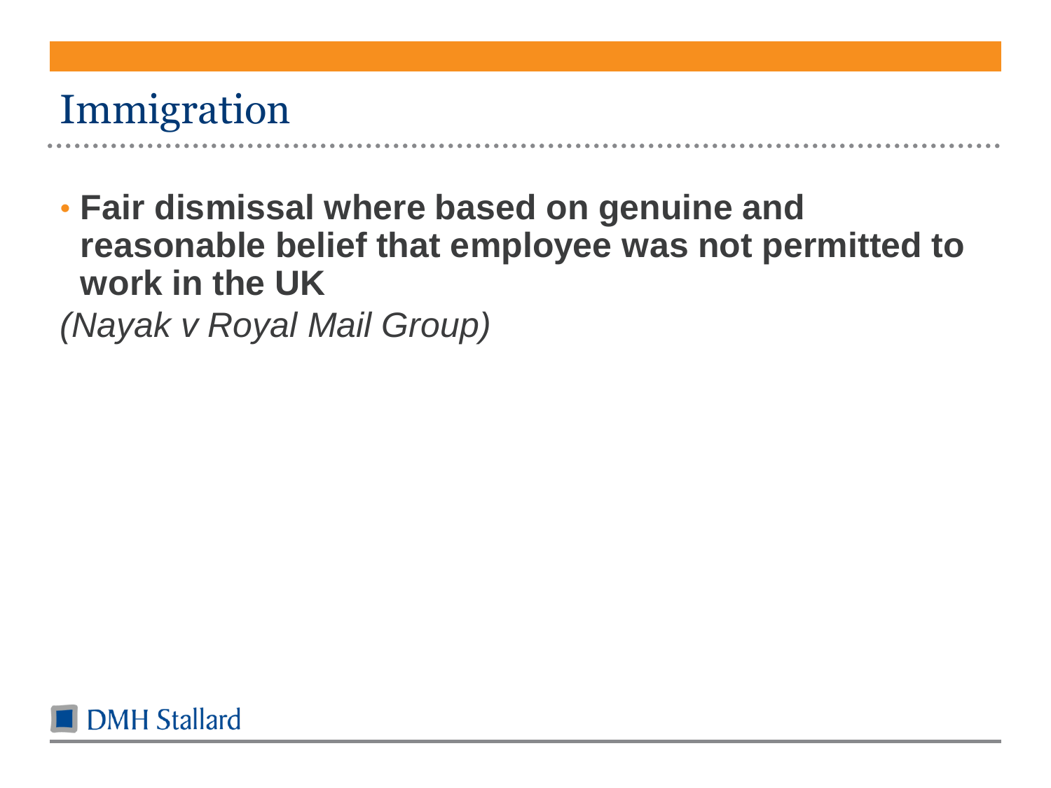# Immigration

- **Fair dismissal where based on genuine and reasonable belief that employee was not permitted to work in the UK**

*(Nayak v Royal Mail Group)*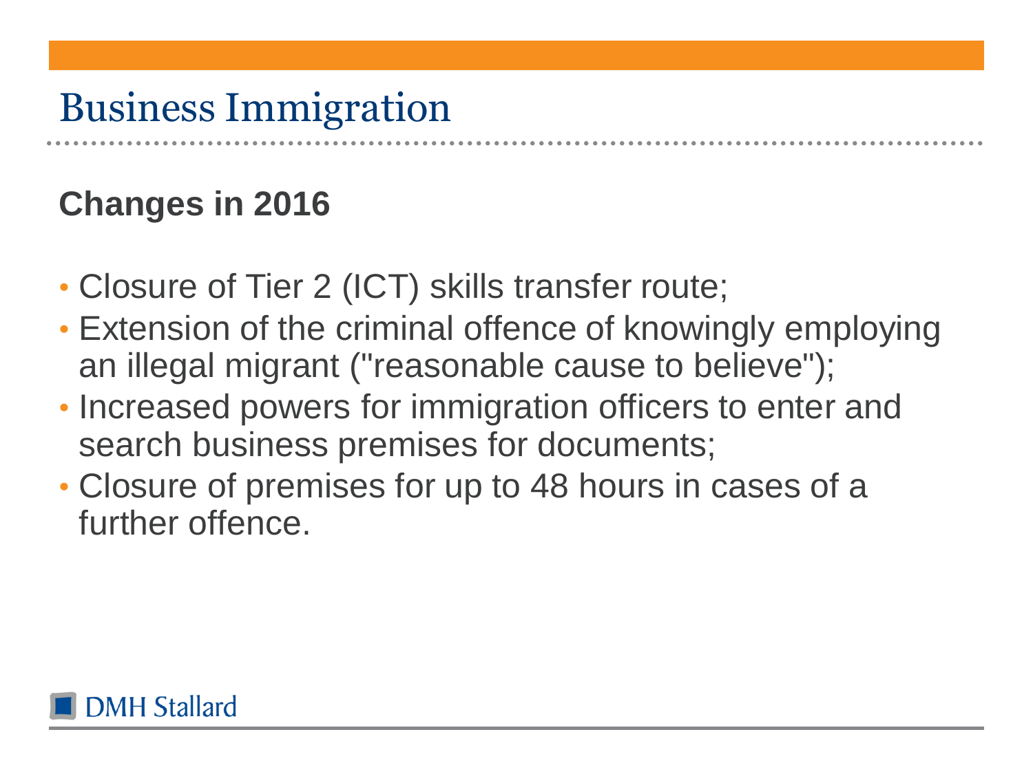# Business Immigration

## Changes in 2016

- Closure of Tier 2 (ICT) skills transfer route;
- Extension of the criminal offence of knowingly employing an illegal migrant ("reasonable cause to believe");
- Increased powers for immigration officers to enter and search business premises for documents;
- Closure of premises for up to 48 hours in cases of a further offence.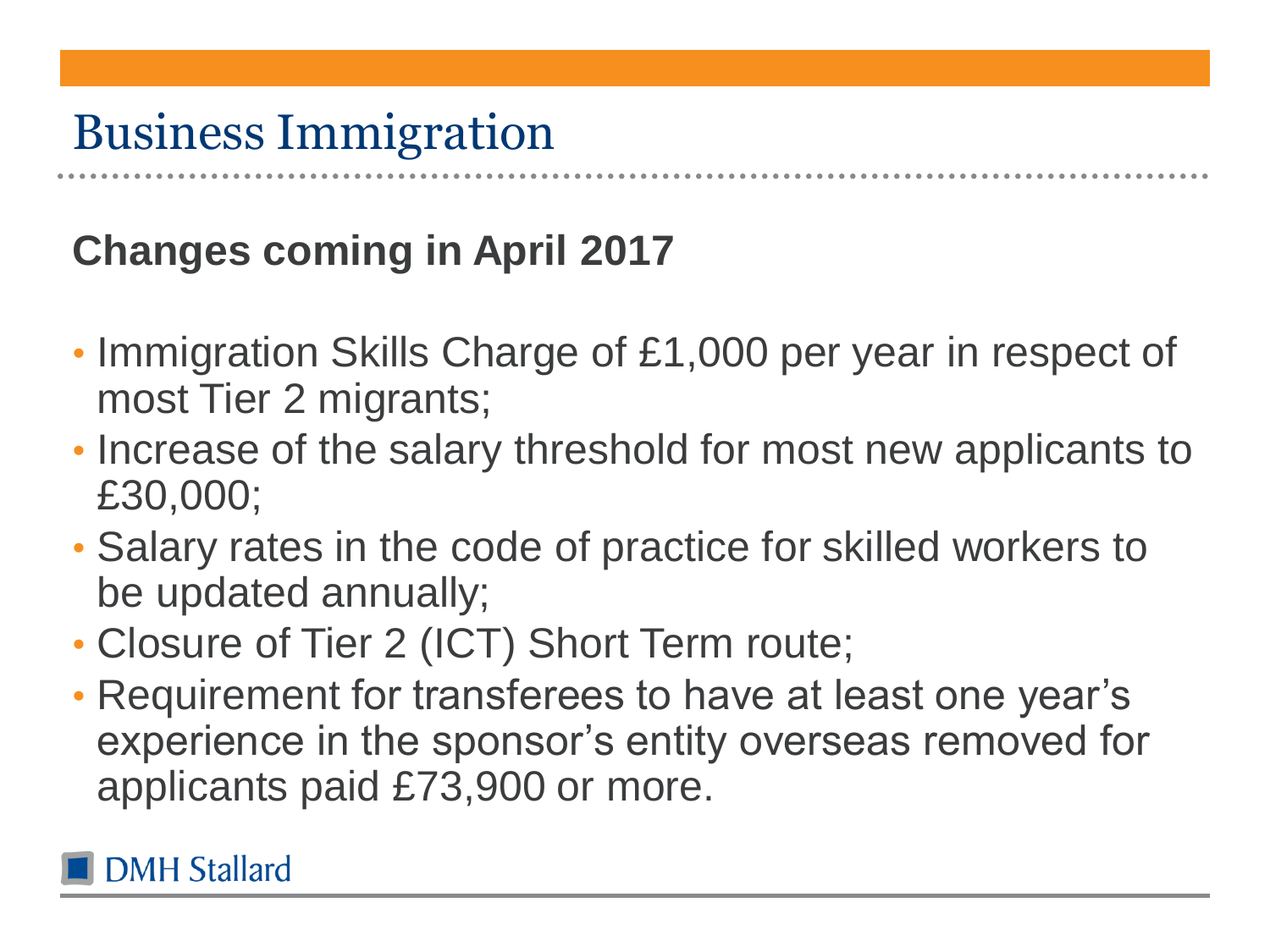# Business Immigration

## Changes coming in April 2017

- Immigration Skills Charge of £1,000 per year in respect of most Tier 2 migrants;
- Increase of the salary threshold for most new applicants to £30,000;
- Salary rates in the code of practice for skilled workers to be updated annually;
- Closure of Tier 2 (ICT) Short Term route;
- Requirement for transferees to have at least one year's experience in the sponsor's entity overseas removed for applicants paid £73,900 or more.

DMH Stallard